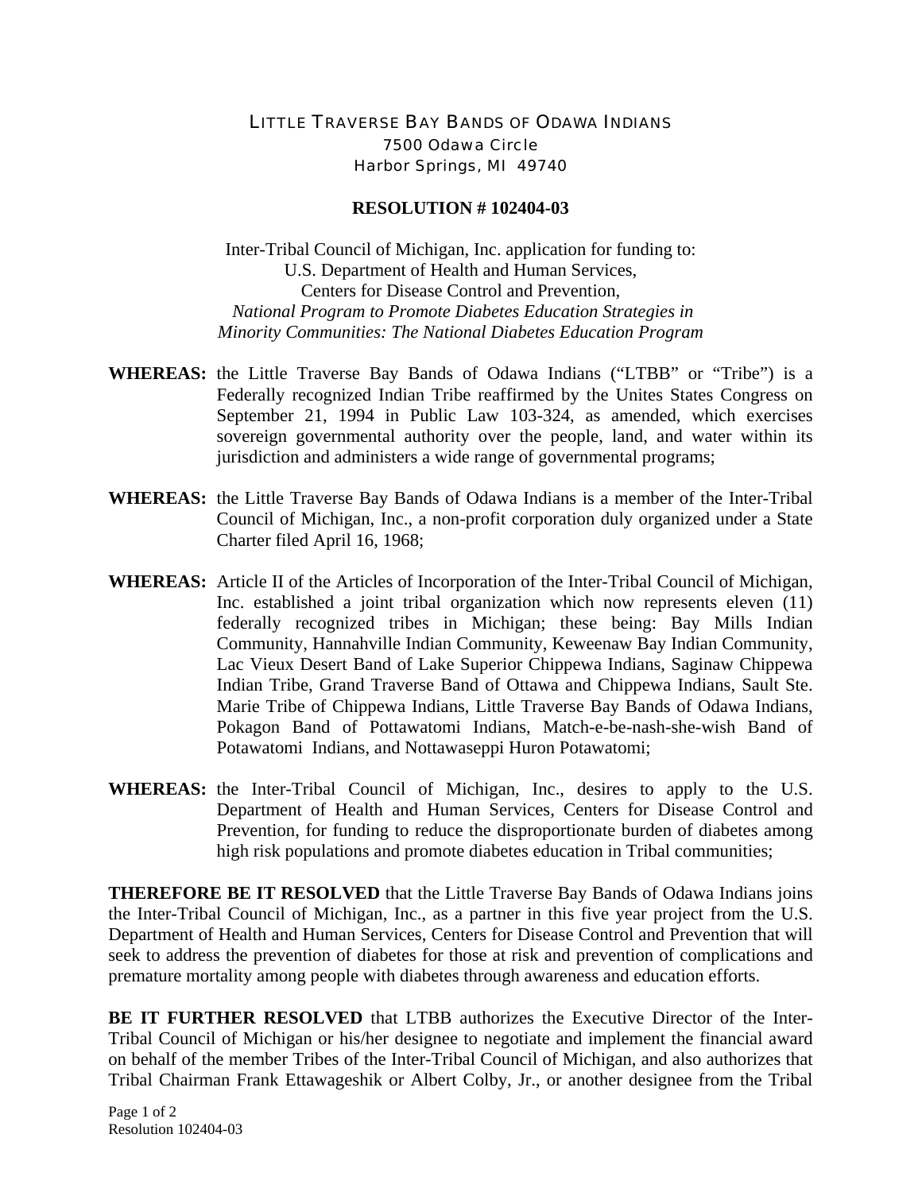LITTLE TRAVERSE BAY BANDS OF ODAWA INDIANS
7500 Odawa Circle
Harbor Springs, MI 49740

**RESOLUTION # 102404-03**

Inter-Tribal Council of Michigan, Inc. application for funding to:
U.S. Department of Health and Human Services,
Centers for Disease Control and Prevention,
*National Program to Promote Diabetes Education Strategies in Minority Communities: The National Diabetes Education Program*

**WHEREAS:** the Little Traverse Bay Bands of Odawa Indians ("LTBB" or "Tribe") is a Federally recognized Indian Tribe reaffirmed by the Unites States Congress on September 21, 1994 in Public Law 103-324, as amended, which exercises sovereign governmental authority over the people, land, and water within its jurisdiction and administers a wide range of governmental programs;

**WHEREAS:** the Little Traverse Bay Bands of Odawa Indians is a member of the Inter-Tribal Council of Michigan, Inc., a non-profit corporation duly organized under a State Charter filed April 16, 1968;

**WHEREAS:** Article II of the Articles of Incorporation of the Inter-Tribal Council of Michigan, Inc. established a joint tribal organization which now represents eleven (11) federally recognized tribes in Michigan; these being: Bay Mills Indian Community, Hannahville Indian Community, Keweenaw Bay Indian Community, Lac Vieux Desert Band of Lake Superior Chippewa Indians, Saginaw Chippewa Indian Tribe, Grand Traverse Band of Ottawa and Chippewa Indians, Sault Ste. Marie Tribe of Chippewa Indians, Little Traverse Bay Bands of Odawa Indians, Pokagon Band of Pottawatomi Indians, Match-e-be-nash-she-wish Band of Potawatomi Indians, and Nottawaseppi Huron Potawatomi;

**WHEREAS:** the Inter-Tribal Council of Michigan, Inc., desires to apply to the U.S. Department of Health and Human Services, Centers for Disease Control and Prevention, for funding to reduce the disproportionate burden of diabetes among high risk populations and promote diabetes education in Tribal communities;

**THEREFORE BE IT RESOLVED** that the Little Traverse Bay Bands of Odawa Indians joins the Inter-Tribal Council of Michigan, Inc., as a partner in this five year project from the U.S. Department of Health and Human Services, Centers for Disease Control and Prevention that will seek to address the prevention of diabetes for those at risk and prevention of complications and premature mortality among people with diabetes through awareness and education efforts.

**BE IT FURTHER RESOLVED** that LTBB authorizes the Executive Director of the Inter-Tribal Council of Michigan or his/her designee to negotiate and implement the financial award on behalf of the member Tribes of the Inter-Tribal Council of Michigan, and also authorizes that Tribal Chairman Frank Ettawageshik or Albert Colby, Jr., or another designee from the Tribal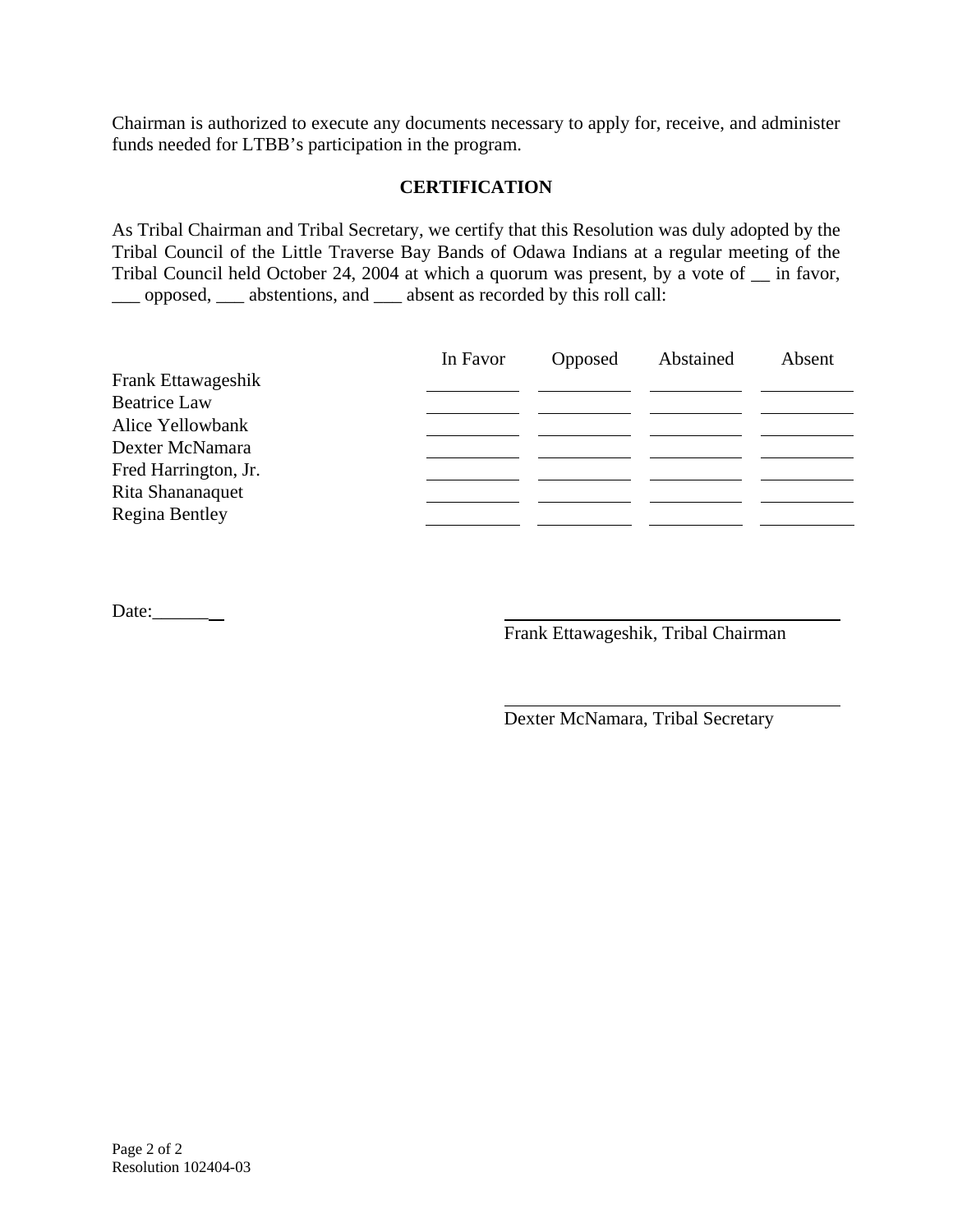Chairman is authorized to execute any documents necessary to apply for, receive, and administer funds needed for LTBB's participation in the program.

## CERTIFICATION

As Tribal Chairman and Tribal Secretary, we certify that this Resolution was duly adopted by the Tribal Council of the Little Traverse Bay Bands of Odawa Indians at a regular meeting of the Tribal Council held October 24, 2004 at which a quorum was present, by a vote of __ in favor, ___ opposed, ___ abstentions, and ___ absent as recorded by this roll call:

| | In Favor | Opposed | Abstained | Absent |
|---|---|---|---|---|
| Frank Ettawageshik | | | | |
| Beatrice Law | | | | |
| Alice Yellowbank | | | | |
| Dexter McNamara | | | | |
| Fred Harrington, Jr. | | | | |
| Rita Shananaquet | | | | |
| Regina Bentley | | | | |

Date:________

_______________________________
Frank Ettawageshik, Tribal Chairman

_______________________________
Dexter McNamara, Tribal Secretary

Resolution 102404-03